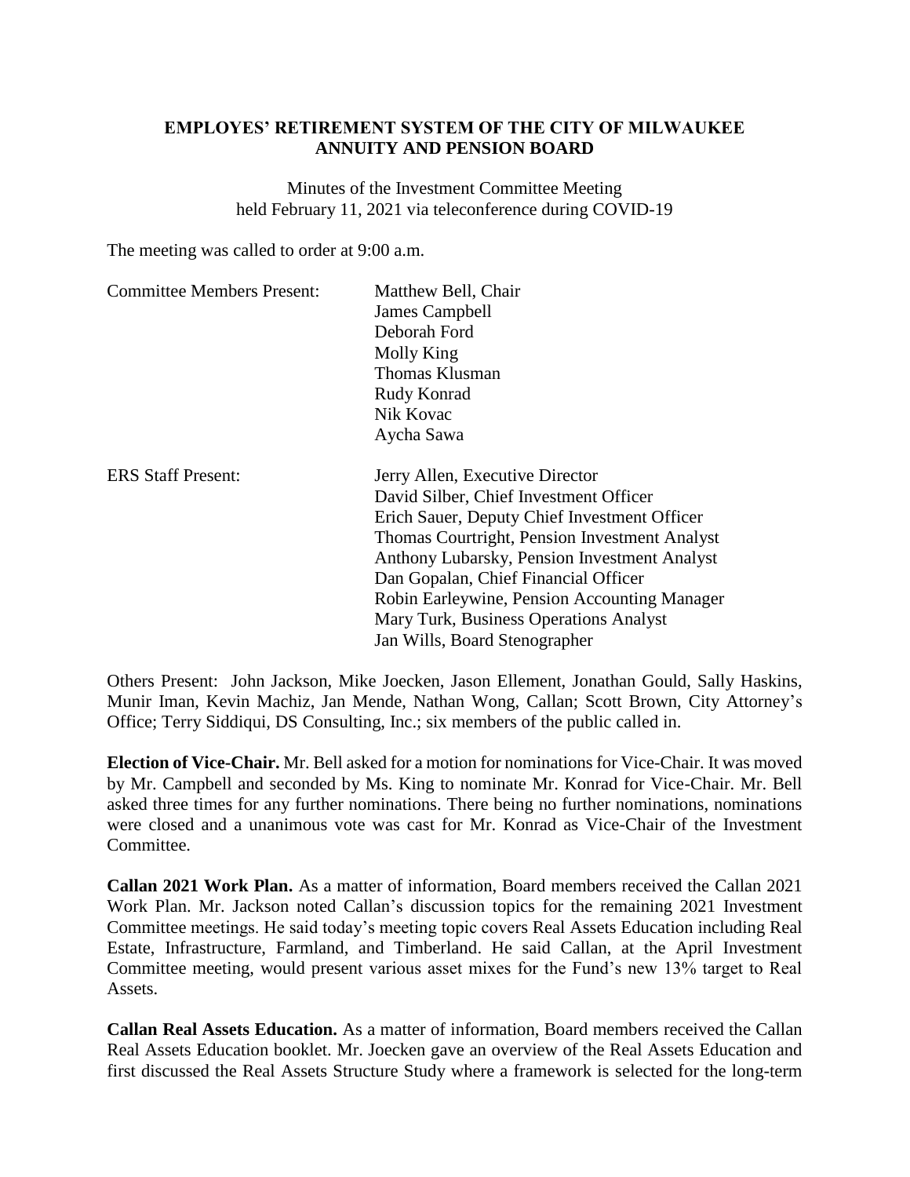**EMPLOYES' RETIREMENT SYSTEM OF THE CITY OF MILWAUKEE**
**ANNUITY AND PENSION BOARD**

Minutes of the Investment Committee Meeting
held February 11, 2021 via teleconference during COVID-19

The meeting was called to order at 9:00 a.m.

| | |
|---|---|
| Committee Members Present: | Matthew Bell, Chair<br>James Campbell<br>Deborah Ford<br>Molly King<br>Thomas Klusman<br>Rudy Konrad<br>Nik Kovac<br>Aycha Sawa |
| ERS Staff Present: | Jerry Allen, Executive Director<br>David Silber, Chief Investment Officer<br>Erich Sauer, Deputy Chief Investment Officer<br>Thomas Courtright, Pension Investment Analyst<br>Anthony Lubarsky, Pension Investment Analyst<br>Dan Gopalan, Chief Financial Officer<br>Robin Earleywine, Pension Accounting Manager<br>Mary Turk, Business Operations Analyst<br>Jan Wills, Board Stenographer |

Others Present: John Jackson, Mike Joecken, Jason Ellement, Jonathan Gould, Sally Haskins, Munir Iman, Kevin Machiz, Jan Mende, Nathan Wong, Callan; Scott Brown, City Attorney's Office; Terry Siddiqui, DS Consulting, Inc.; six members of the public called in.

**Election of Vice-Chair.** Mr. Bell asked for a motion for nominations for Vice-Chair. It was moved by Mr. Campbell and seconded by Ms. King to nominate Mr. Konrad for Vice-Chair. Mr. Bell asked three times for any further nominations. There being no further nominations, nominations were closed and a unanimous vote was cast for Mr. Konrad as Vice-Chair of the Investment Committee.

**Callan 2021 Work Plan.** As a matter of information, Board members received the Callan 2021 Work Plan. Mr. Jackson noted Callan's discussion topics for the remaining 2021 Investment Committee meetings. He said today's meeting topic covers Real Assets Education including Real Estate, Infrastructure, Farmland, and Timberland. He said Callan, at the April Investment Committee meeting, would present various asset mixes for the Fund's new 13% target to Real Assets.

**Callan Real Assets Education.** As a matter of information, Board members received the Callan Real Assets Education booklet. Mr. Joecken gave an overview of the Real Assets Education and first discussed the Real Assets Structure Study where a framework is selected for the long-term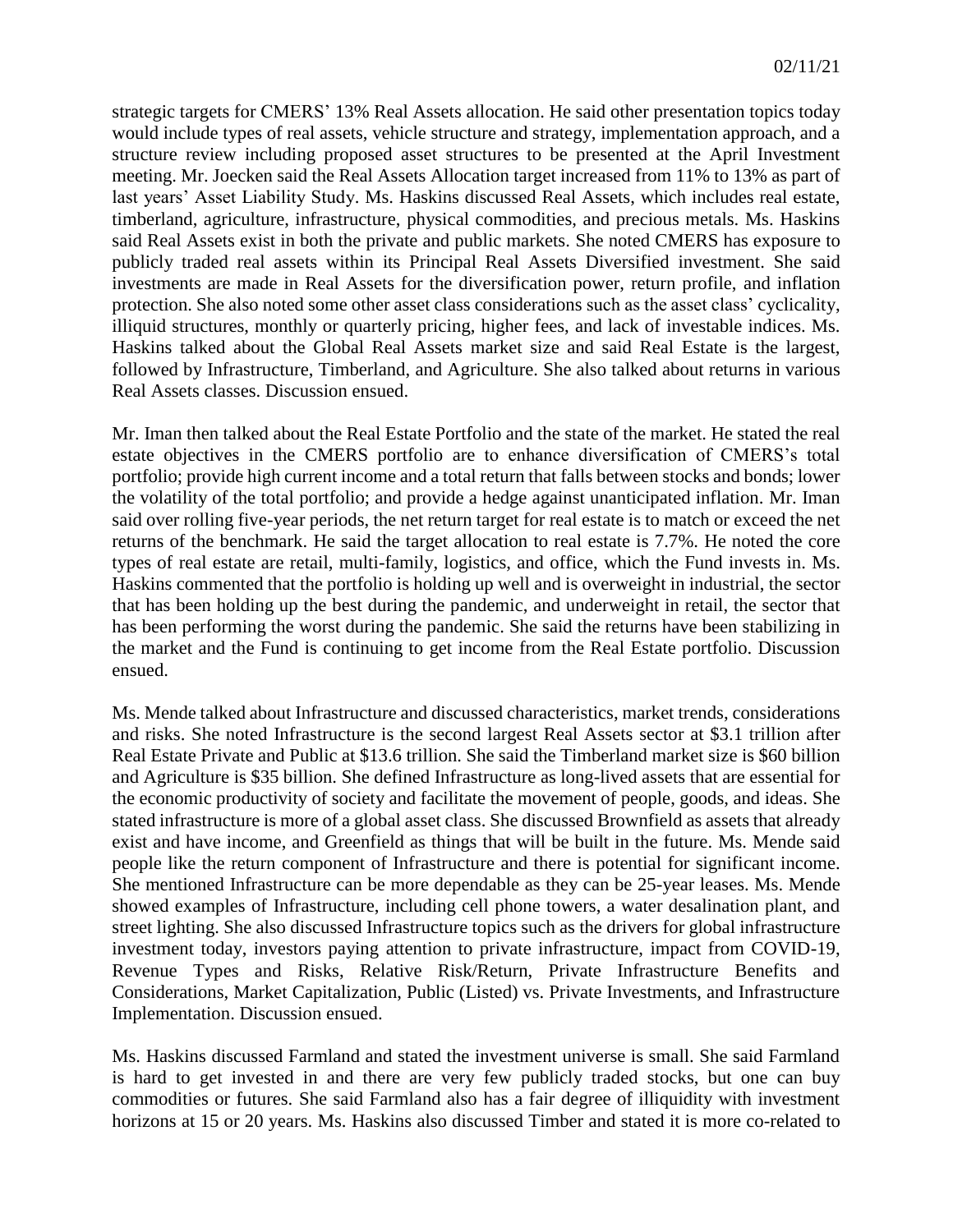strategic targets for CMERS' 13% Real Assets allocation. He said other presentation topics today would include types of real assets, vehicle structure and strategy, implementation approach, and a structure review including proposed asset structures to be presented at the April Investment meeting. Mr. Joecken said the Real Assets Allocation target increased from 11% to 13% as part of last years' Asset Liability Study. Ms. Haskins discussed Real Assets, which includes real estate, timberland, agriculture, infrastructure, physical commodities, and precious metals. Ms. Haskins said Real Assets exist in both the private and public markets. She noted CMERS has exposure to publicly traded real assets within its Principal Real Assets Diversified investment. She said investments are made in Real Assets for the diversification power, return profile, and inflation protection. She also noted some other asset class considerations such as the asset class' cyclicality, illiquid structures, monthly or quarterly pricing, higher fees, and lack of investable indices. Ms. Haskins talked about the Global Real Assets market size and said Real Estate is the largest, followed by Infrastructure, Timberland, and Agriculture. She also talked about returns in various Real Assets classes. Discussion ensued.

Mr. Iman then talked about the Real Estate Portfolio and the state of the market. He stated the real estate objectives in the CMERS portfolio are to enhance diversification of CMERS's total portfolio; provide high current income and a total return that falls between stocks and bonds; lower the volatility of the total portfolio; and provide a hedge against unanticipated inflation. Mr. Iman said over rolling five-year periods, the net return target for real estate is to match or exceed the net returns of the benchmark. He said the target allocation to real estate is 7.7%. He noted the core types of real estate are retail, multi-family, logistics, and office, which the Fund invests in. Ms. Haskins commented that the portfolio is holding up well and is overweight in industrial, the sector that has been holding up the best during the pandemic, and underweight in retail, the sector that has been performing the worst during the pandemic. She said the returns have been stabilizing in the market and the Fund is continuing to get income from the Real Estate portfolio. Discussion ensued.

Ms. Mende talked about Infrastructure and discussed characteristics, market trends, considerations and risks. She noted Infrastructure is the second largest Real Assets sector at $3.1 trillion after Real Estate Private and Public at $13.6 trillion. She said the Timberland market size is $60 billion and Agriculture is $35 billion. She defined Infrastructure as long-lived assets that are essential for the economic productivity of society and facilitate the movement of people, goods, and ideas. She stated infrastructure is more of a global asset class. She discussed Brownfield as assets that already exist and have income, and Greenfield as things that will be built in the future. Ms. Mende said people like the return component of Infrastructure and there is potential for significant income. She mentioned Infrastructure can be more dependable as they can be 25-year leases. Ms. Mende showed examples of Infrastructure, including cell phone towers, a water desalination plant, and street lighting. She also discussed Infrastructure topics such as the drivers for global infrastructure investment today, investors paying attention to private infrastructure, impact from COVID-19, Revenue Types and Risks, Relative Risk/Return, Private Infrastructure Benefits and Considerations, Market Capitalization, Public (Listed) vs. Private Investments, and Infrastructure Implementation. Discussion ensued.

Ms. Haskins discussed Farmland and stated the investment universe is small. She said Farmland is hard to get invested in and there are very few publicly traded stocks, but one can buy commodities or futures. She said Farmland also has a fair degree of illiquidity with investment horizons at 15 or 20 years. Ms. Haskins also discussed Timber and stated it is more co-related to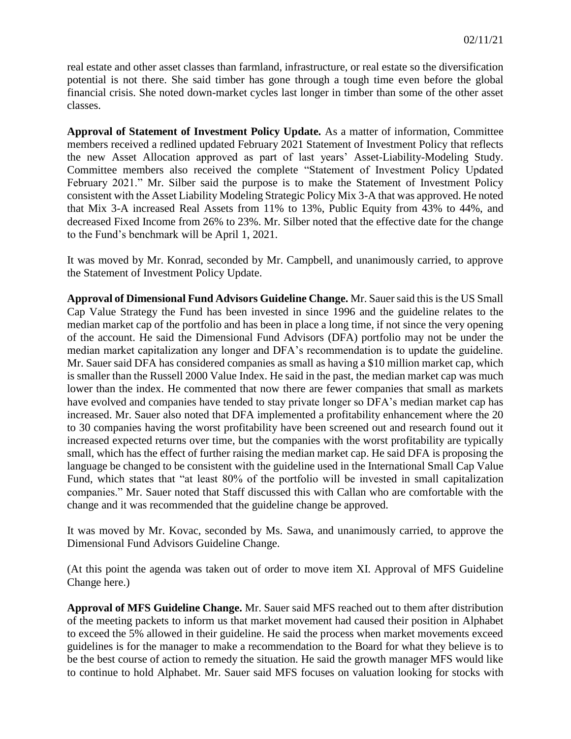real estate and other asset classes than farmland, infrastructure, or real estate so the diversification potential is not there. She said timber has gone through a tough time even before the global financial crisis. She noted down-market cycles last longer in timber than some of the other asset classes.

**Approval of Statement of Investment Policy Update.** As a matter of information, Committee members received a redlined updated February 2021 Statement of Investment Policy that reflects the new Asset Allocation approved as part of last years' Asset-Liability-Modeling Study. Committee members also received the complete "Statement of Investment Policy Updated February 2021." Mr. Silber said the purpose is to make the Statement of Investment Policy consistent with the Asset Liability Modeling Strategic Policy Mix 3-A that was approved. He noted that Mix 3-A increased Real Assets from 11% to 13%, Public Equity from 43% to 44%, and decreased Fixed Income from 26% to 23%. Mr. Silber noted that the effective date for the change to the Fund's benchmark will be April 1, 2021.

It was moved by Mr. Konrad, seconded by Mr. Campbell, and unanimously carried, to approve the Statement of Investment Policy Update.

**Approval of Dimensional Fund Advisors Guideline Change.** Mr. Sauer said this is the US Small Cap Value Strategy the Fund has been invested in since 1996 and the guideline relates to the median market cap of the portfolio and has been in place a long time, if not since the very opening of the account. He said the Dimensional Fund Advisors (DFA) portfolio may not be under the median market capitalization any longer and DFA's recommendation is to update the guideline. Mr. Sauer said DFA has considered companies as small as having a $10 million market cap, which is smaller than the Russell 2000 Value Index. He said in the past, the median market cap was much lower than the index. He commented that now there are fewer companies that small as markets have evolved and companies have tended to stay private longer so DFA's median market cap has increased. Mr. Sauer also noted that DFA implemented a profitability enhancement where the 20 to 30 companies having the worst profitability have been screened out and research found out it increased expected returns over time, but the companies with the worst profitability are typically small, which has the effect of further raising the median market cap. He said DFA is proposing the language be changed to be consistent with the guideline used in the International Small Cap Value Fund, which states that "at least 80% of the portfolio will be invested in small capitalization companies." Mr. Sauer noted that Staff discussed this with Callan who are comfortable with the change and it was recommended that the guideline change be approved.

It was moved by Mr. Kovac, seconded by Ms. Sawa, and unanimously carried, to approve the Dimensional Fund Advisors Guideline Change.

(At this point the agenda was taken out of order to move item XI. Approval of MFS Guideline Change here.)

**Approval of MFS Guideline Change.** Mr. Sauer said MFS reached out to them after distribution of the meeting packets to inform us that market movement had caused their position in Alphabet to exceed the 5% allowed in their guideline. He said the process when market movements exceed guidelines is for the manager to make a recommendation to the Board for what they believe is to be the best course of action to remedy the situation. He said the growth manager MFS would like to continue to hold Alphabet. Mr. Sauer said MFS focuses on valuation looking for stocks with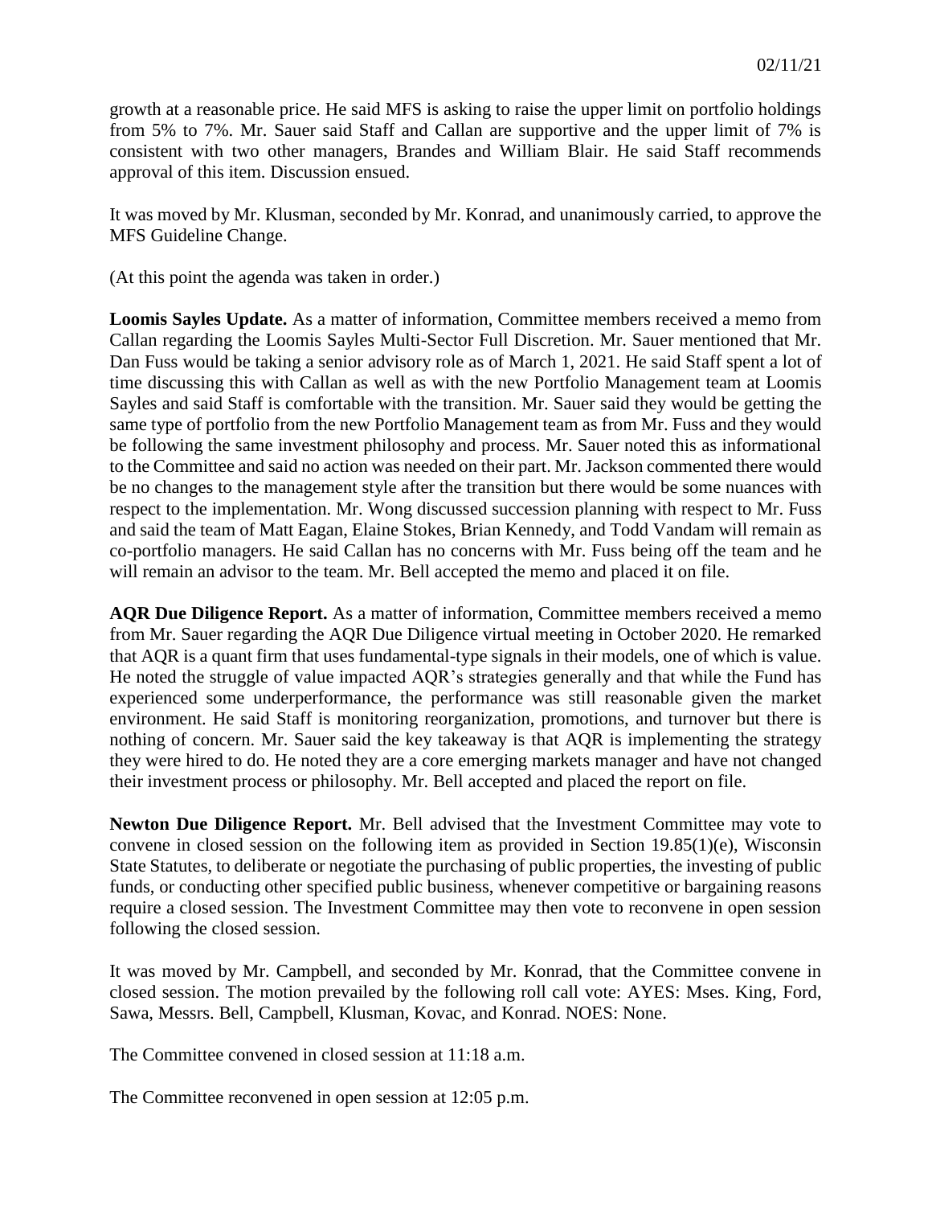growth at a reasonable price. He said MFS is asking to raise the upper limit on portfolio holdings from 5% to 7%. Mr. Sauer said Staff and Callan are supportive and the upper limit of 7% is consistent with two other managers, Brandes and William Blair. He said Staff recommends approval of this item. Discussion ensued.

It was moved by Mr. Klusman, seconded by Mr. Konrad, and unanimously carried, to approve the MFS Guideline Change.

(At this point the agenda was taken in order.)

**Loomis Sayles Update.** As a matter of information, Committee members received a memo from Callan regarding the Loomis Sayles Multi-Sector Full Discretion. Mr. Sauer mentioned that Mr. Dan Fuss would be taking a senior advisory role as of March 1, 2021. He said Staff spent a lot of time discussing this with Callan as well as with the new Portfolio Management team at Loomis Sayles and said Staff is comfortable with the transition. Mr. Sauer said they would be getting the same type of portfolio from the new Portfolio Management team as from Mr. Fuss and they would be following the same investment philosophy and process. Mr. Sauer noted this as informational to the Committee and said no action was needed on their part. Mr. Jackson commented there would be no changes to the management style after the transition but there would be some nuances with respect to the implementation. Mr. Wong discussed succession planning with respect to Mr. Fuss and said the team of Matt Eagan, Elaine Stokes, Brian Kennedy, and Todd Vandam will remain as co-portfolio managers. He said Callan has no concerns with Mr. Fuss being off the team and he will remain an advisor to the team. Mr. Bell accepted the memo and placed it on file.

**AQR Due Diligence Report.** As a matter of information, Committee members received a memo from Mr. Sauer regarding the AQR Due Diligence virtual meeting in October 2020. He remarked that AQR is a quant firm that uses fundamental-type signals in their models, one of which is value. He noted the struggle of value impacted AQR's strategies generally and that while the Fund has experienced some underperformance, the performance was still reasonable given the market environment. He said Staff is monitoring reorganization, promotions, and turnover but there is nothing of concern. Mr. Sauer said the key takeaway is that AQR is implementing the strategy they were hired to do. He noted they are a core emerging markets manager and have not changed their investment process or philosophy. Mr. Bell accepted and placed the report on file.

**Newton Due Diligence Report.** Mr. Bell advised that the Investment Committee may vote to convene in closed session on the following item as provided in Section 19.85(1)(e), Wisconsin State Statutes, to deliberate or negotiate the purchasing of public properties, the investing of public funds, or conducting other specified public business, whenever competitive or bargaining reasons require a closed session. The Investment Committee may then vote to reconvene in open session following the closed session.

It was moved by Mr. Campbell, and seconded by Mr. Konrad, that the Committee convene in closed session. The motion prevailed by the following roll call vote: AYES: Mses. King, Ford, Sawa, Messrs. Bell, Campbell, Klusman, Kovac, and Konrad. NOES: None.

The Committee convened in closed session at 11:18 a.m.

The Committee reconvened in open session at 12:05 p.m.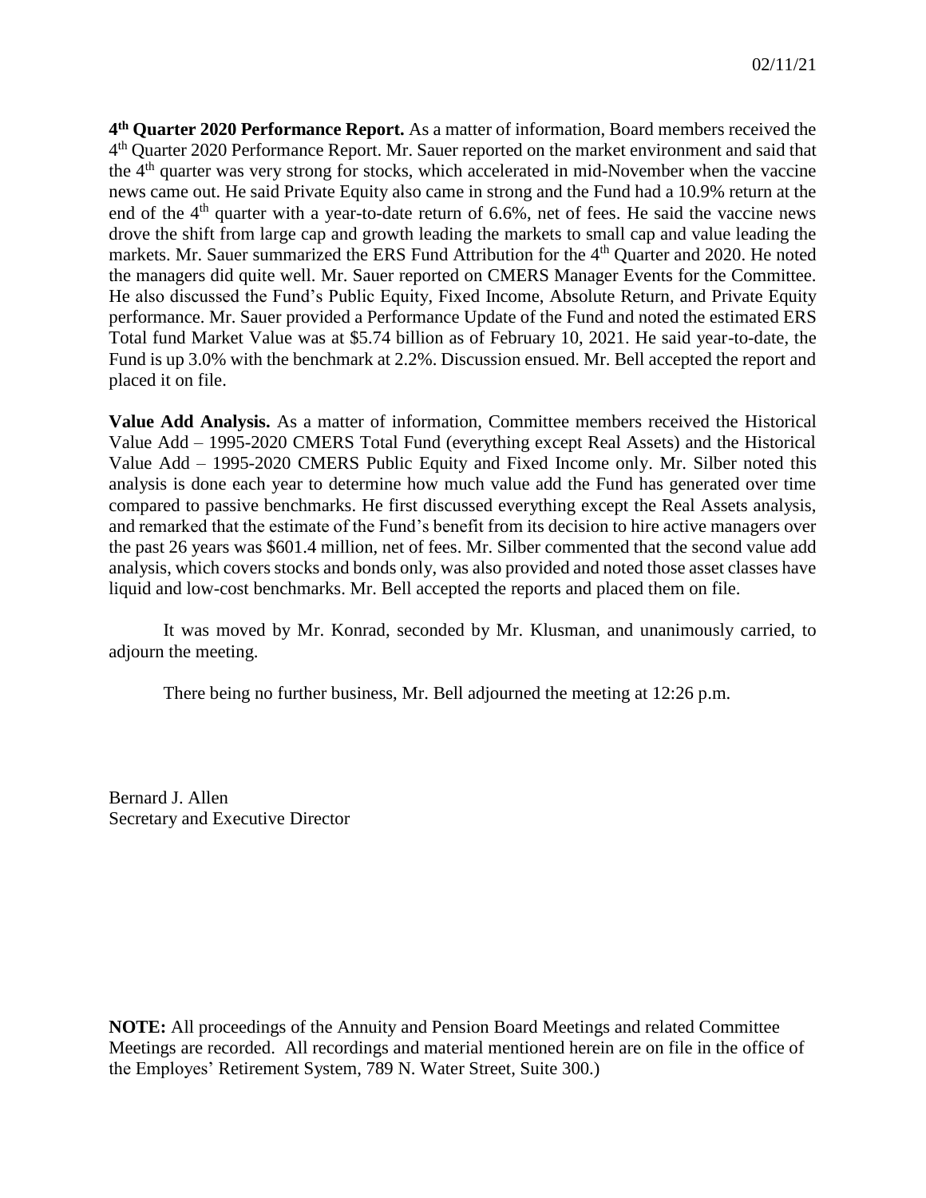**4th Quarter 2020 Performance Report.** As a matter of information, Board members received the 4th Quarter 2020 Performance Report. Mr. Sauer reported on the market environment and said that the 4th quarter was very strong for stocks, which accelerated in mid-November when the vaccine news came out. He said Private Equity also came in strong and the Fund had a 10.9% return at the end of the 4th quarter with a year-to-date return of 6.6%, net of fees. He said the vaccine news drove the shift from large cap and growth leading the markets to small cap and value leading the markets. Mr. Sauer summarized the ERS Fund Attribution for the 4th Quarter and 2020. He noted the managers did quite well. Mr. Sauer reported on CMERS Manager Events for the Committee. He also discussed the Fund's Public Equity, Fixed Income, Absolute Return, and Private Equity performance. Mr. Sauer provided a Performance Update of the Fund and noted the estimated ERS Total fund Market Value was at $5.74 billion as of February 10, 2021. He said year-to-date, the Fund is up 3.0% with the benchmark at 2.2%. Discussion ensued. Mr. Bell accepted the report and placed it on file.

**Value Add Analysis.** As a matter of information, Committee members received the Historical Value Add – 1995-2020 CMERS Total Fund (everything except Real Assets) and the Historical Value Add – 1995-2020 CMERS Public Equity and Fixed Income only. Mr. Silber noted this analysis is done each year to determine how much value add the Fund has generated over time compared to passive benchmarks. He first discussed everything except the Real Assets analysis, and remarked that the estimate of the Fund's benefit from its decision to hire active managers over the past 26 years was $601.4 million, net of fees. Mr. Silber commented that the second value add analysis, which covers stocks and bonds only, was also provided and noted those asset classes have liquid and low-cost benchmarks. Mr. Bell accepted the reports and placed them on file.

It was moved by Mr. Konrad, seconded by Mr. Klusman, and unanimously carried, to adjourn the meeting.

There being no further business, Mr. Bell adjourned the meeting at 12:26 p.m.

Bernard J. Allen
Secretary and Executive Director

**NOTE:** All proceedings of the Annuity and Pension Board Meetings and related Committee Meetings are recorded. All recordings and material mentioned herein are on file in the office of the Employes' Retirement System, 789 N. Water Street, Suite 300.)